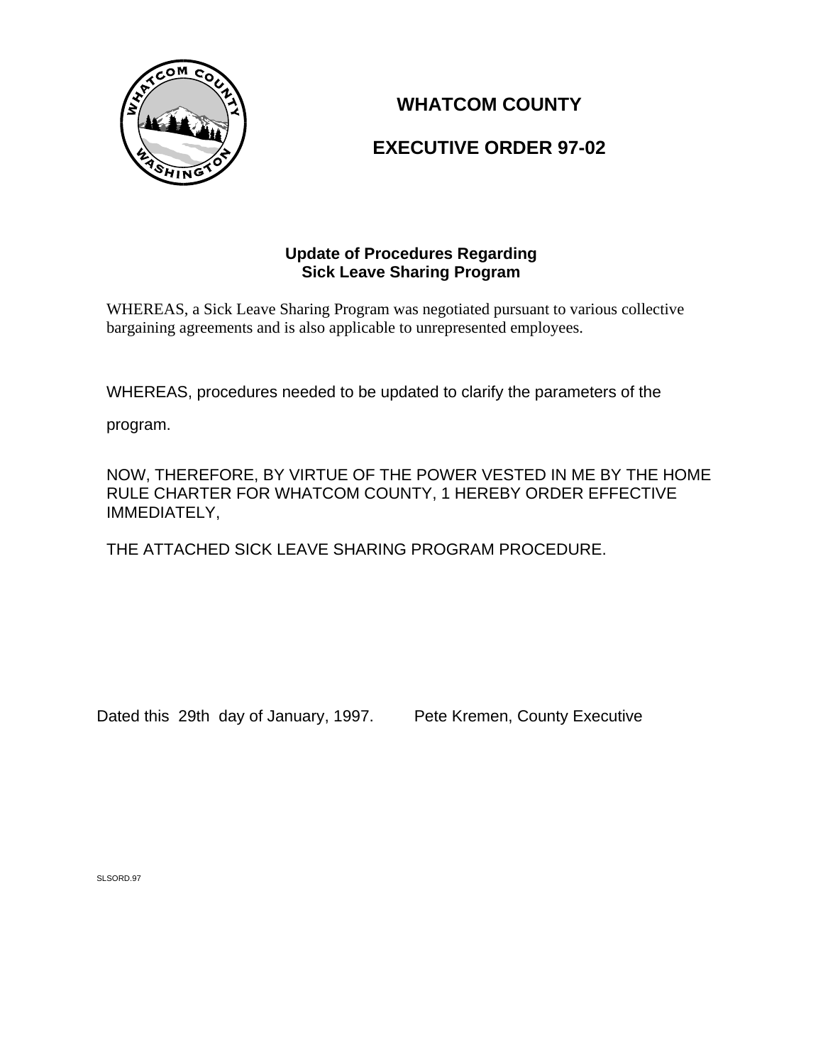# WHATCOM COUNTY

# EXECUTIVE ORDER 97-02

### Update of Procedures Regarding
### Sick Leave Sharing Program

WHEREAS, a Sick Leave Sharing Program was negotiated pursuant to various collective bargaining agreements and is also applicable to unrepresented employees.

WHEREAS, procedures needed to be updated to clarify the parameters of the program.

NOW, THEREFORE, BY VIRTUE OF THE POWER VESTED IN ME BY THE HOME RULE CHARTER FOR WHATCOM COUNTY, 1 HEREBY ORDER EFFECTIVE IMMEDIATELY,

THE ATTACHED SICK LEAVE SHARING PROGRAM PROCEDURE.

Dated this 29th day of January, 1997. Pete Kremen, County Executive

SLSORD.97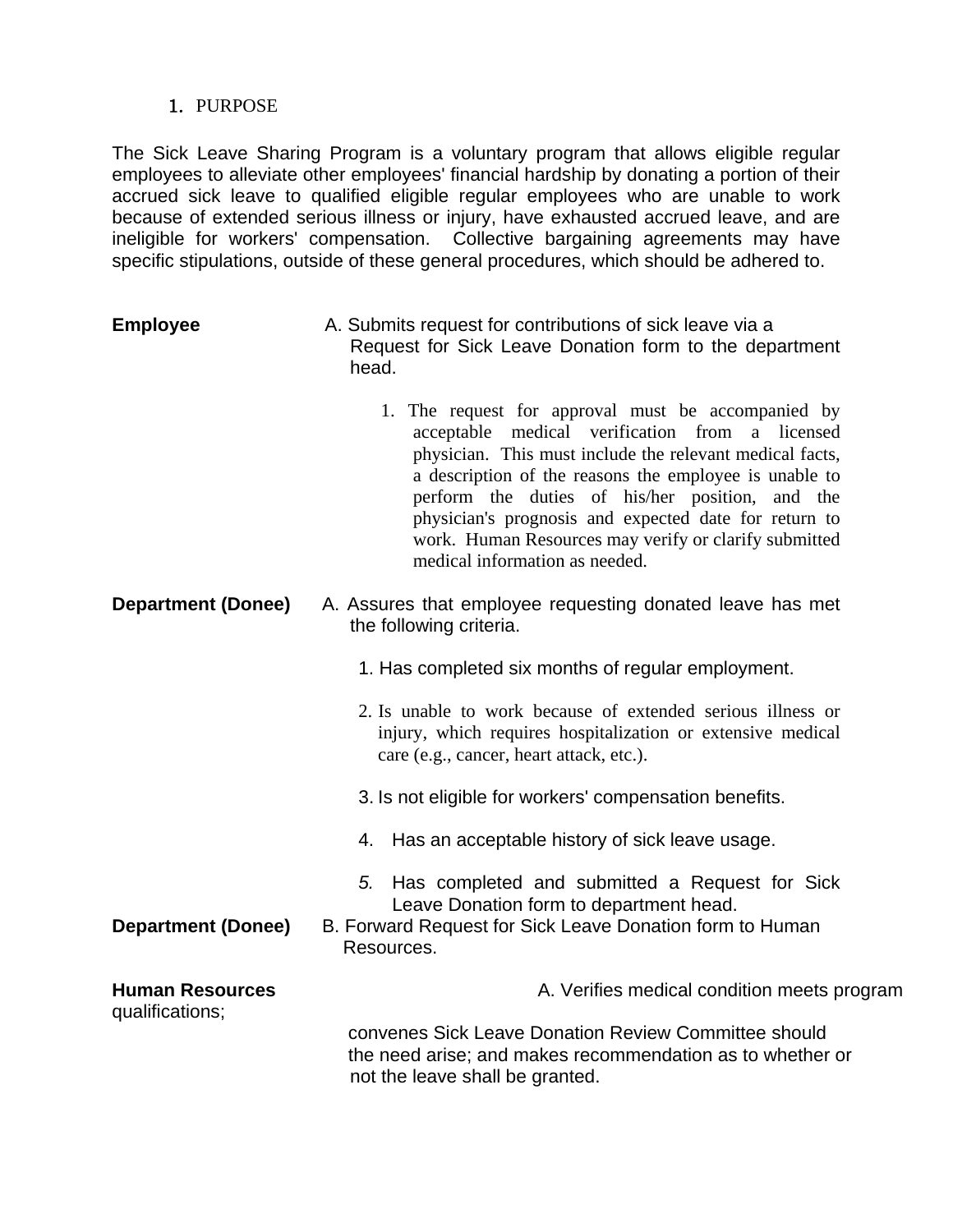1. PURPOSE

The Sick Leave Sharing Program is a voluntary program that allows eligible regular employees to alleviate other employees' financial hardship by donating a portion of their accrued sick leave to qualified eligible regular employees who are unable to work because of extended serious illness or injury, have exhausted accrued leave, and are ineligible for workers' compensation. Collective bargaining agreements may have specific stipulations, outside of these general procedures, which should be adhered to.

**Employee**

A. Submits request for contributions of sick leave via a Request for Sick Leave Donation form to the department head.

1. The request for approval must be accompanied by acceptable medical verification from a licensed physician. This must include the relevant medical facts, a description of the reasons the employee is unable to perform the duties of his/her position, and the physician's prognosis and expected date for return to work. Human Resources may verify or clarify submitted medical information as needed.

**Department (Donee)**

A. Assures that employee requesting donated leave has met the following criteria.

1. Has completed six months of regular employment.
2. Is unable to work because of extended serious illness or injury, which requires hospitalization or extensive medical care (e.g., cancer, heart attack, etc.).
3. Is not eligible for workers' compensation benefits.
4. Has an acceptable history of sick leave usage.
5. Has completed and submitted a Request for Sick Leave Donation form to department head.

**Department (Donee)**

B. Forward Request for Sick Leave Donation form to Human Resources.

**Human Resources**

A. Verifies medical condition meets program qualifications; convenes Sick Leave Donation Review Committee should the need arise; and makes recommendation as to whether or not the leave shall be granted.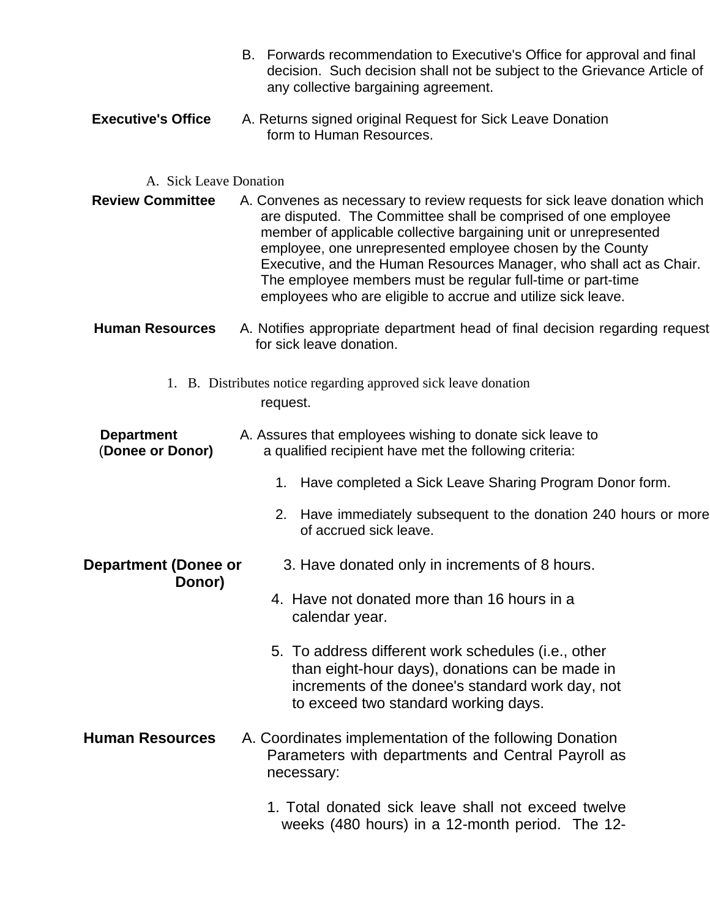B. Forwards recommendation to Executive's Office for approval and final decision. Such decision shall not be subject to the Grievance Article of any collective bargaining agreement.

**Executive's Office** A. Returns signed original Request for Sick Leave Donation form to Human Resources.

A. Sick Leave Donation

**Review Committee** A. Convenes as necessary to review requests for sick leave donation which are disputed. The Committee shall be comprised of one employee member of applicable collective bargaining unit or unrepresented employee, one unrepresented employee chosen by the County Executive, and the Human Resources Manager, who shall act as Chair. The employee members must be regular full-time or part-time employees who are eligible to accrue and utilize sick leave.

**Human Resources** A. Notifies appropriate department head of final decision regarding request for sick leave donation.

1. B. Distributes notice regarding approved sick leave donation request.

**Department (Donee or Donor)** A. Assures that employees wishing to donate sick leave to a qualified recipient have met the following criteria:

1. Have completed a Sick Leave Sharing Program Donor form.
2. Have immediately subsequent to the donation 240 hours or more of accrued sick leave.

**Department (Donee or Donor)**

3. Have donated only in increments of 8 hours.
4. Have not donated more than 16 hours in a calendar year.
5. To address different work schedules (i.e., other than eight-hour days), donations can be made in increments of the donee's standard work day, not to exceed two standard working days.

**Human Resources** A. Coordinates implementation of the following Donation Parameters with departments and Central Payroll as necessary:

1. Total donated sick leave shall not exceed twelve weeks (480 hours) in a 12-month period. The 12-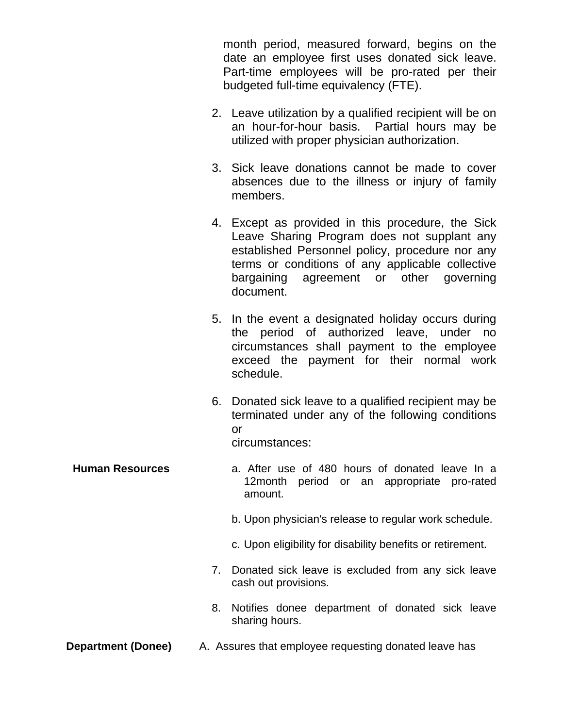month period, measured forward, begins on the date an employee first uses donated sick leave. Part-time employees will be pro-rated per their budgeted full-time equivalency (FTE).

2. Leave utilization by a qualified recipient will be on an hour-for-hour basis. Partial hours may be utilized with proper physician authorization.

3. Sick leave donations cannot be made to cover absences due to the illness or injury of family members.

4. Except as provided in this procedure, the Sick Leave Sharing Program does not supplant any established Personnel policy, procedure nor any terms or conditions of any applicable collective bargaining agreement or other governing document.

5. In the event a designated holiday occurs during the period of authorized leave, under no circumstances shall payment to the employee exceed the payment for their normal work schedule.

6. Donated sick leave to a qualified recipient may be terminated under any of the following conditions or circumstances:

**Human Resources**

a. After use of 480 hours of donated leave In a 12month period or an appropriate pro-rated amount.

b. Upon physician's release to regular work schedule.

c. Upon eligibility for disability benefits or retirement.

7. Donated sick leave is excluded from any sick leave cash out provisions.

8. Notifies donee department of donated sick leave sharing hours.

**Department (Donee)**

A. Assures that employee requesting donated leave has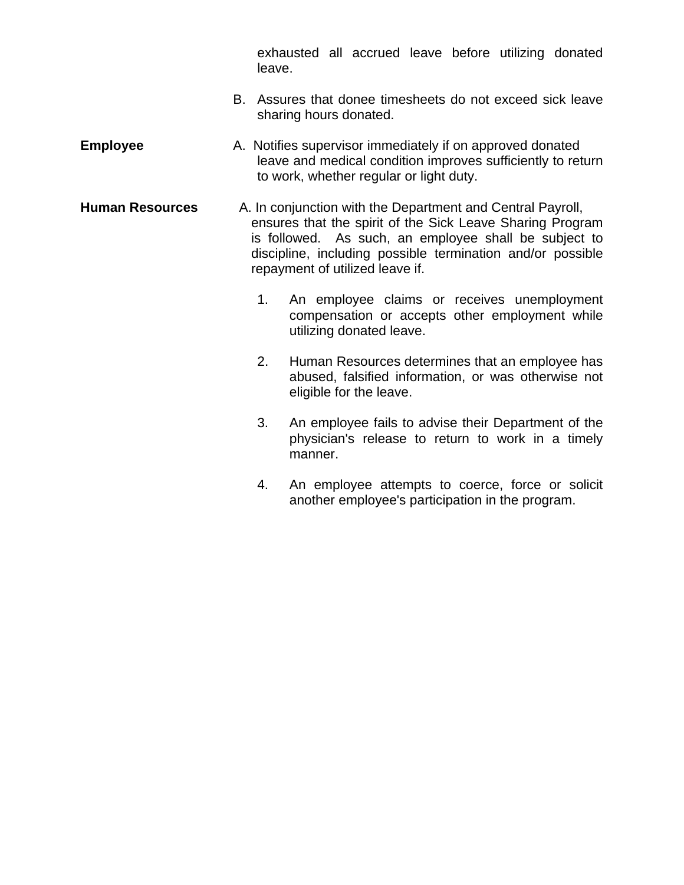exhausted all accrued leave before utilizing donated leave.

B. Assures that donee timesheets do not exceed sick leave sharing hours donated.

**Employee**

A. Notifies supervisor immediately if on approved donated leave and medical condition improves sufficiently to return to work, whether regular or light duty.

**Human Resources**

A. In conjunction with the Department and Central Payroll, ensures that the spirit of the Sick Leave Sharing Program is followed. As such, an employee shall be subject to discipline, including possible termination and/or possible repayment of utilized leave if.

1. An employee claims or receives unemployment compensation or accepts other employment while utilizing donated leave.

2. Human Resources determines that an employee has abused, falsified information, or was otherwise not eligible for the leave.

3. An employee fails to advise their Department of the physician's release to return to work in a timely manner.

4. An employee attempts to coerce, force or solicit another employee's participation in the program.